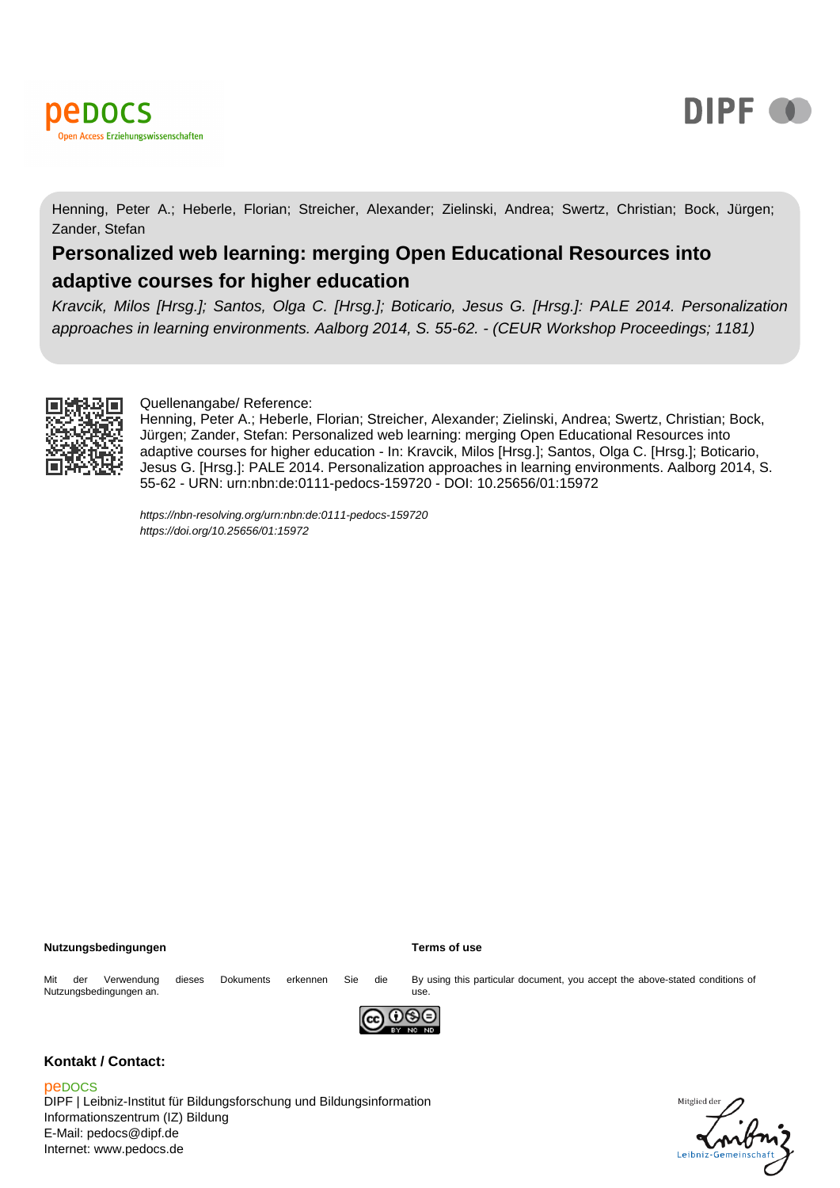pedocs
Open Access Erziehungswissenschaften

DIPF

Henning, Peter A.; Heberle, Florian; Streicher, Alexander; Zielinski, Andrea; Swertz, Christian; Bock, Jürgen; Zander, Stefan

# Personalized web learning: merging Open Educational Resources into adaptive courses for higher education

*Kravcik, Milos [Hrsg.]; Santos, Olga C. [Hrsg.]; Boticario, Jesus G. [Hrsg.]: PALE 2014. Personalization approaches in learning environments. Aalborg 2014, S. 55-62. - (CEUR Workshop Proceedings; 1181)*

Quellenangabe/ Reference:
Henning, Peter A.; Heberle, Florian; Streicher, Alexander; Zielinski, Andrea; Swertz, Christian; Bock, Jürgen; Zander, Stefan: Personalized web learning: merging Open Educational Resources into adaptive courses for higher education - In: Kravcik, Milos [Hrsg.]; Santos, Olga C. [Hrsg.]; Boticario, Jesus G. [Hrsg.]: PALE 2014. Personalization approaches in learning environments. Aalborg 2014, S. 55-62 - URN: urn:nbn:de:0111-pedocs-159720 - DOI: 10.25656/01:15972

*https://nbn-resolving.org/urn:nbn:de:0111-pedocs-159720*
*https://doi.org/10.25656/01:15972*

**Nutzungsbedingungen**

Mit der Verwendung dieses Dokuments erkennen Sie die Nutzungsbedingungen an.

**Terms of use**

By using this particular document, you accept the above-stated conditions of use.

**Kontakt / Contact:**

pedocs
DIPF | Leibniz-Institut für Bildungsforschung und Bildungsinformation
Informationszentrum (IZ) Bildung
E-Mail: pedocs@dipf.de
Internet: www.pedocs.de

Mitglied der Leibniz-Gemeinschaft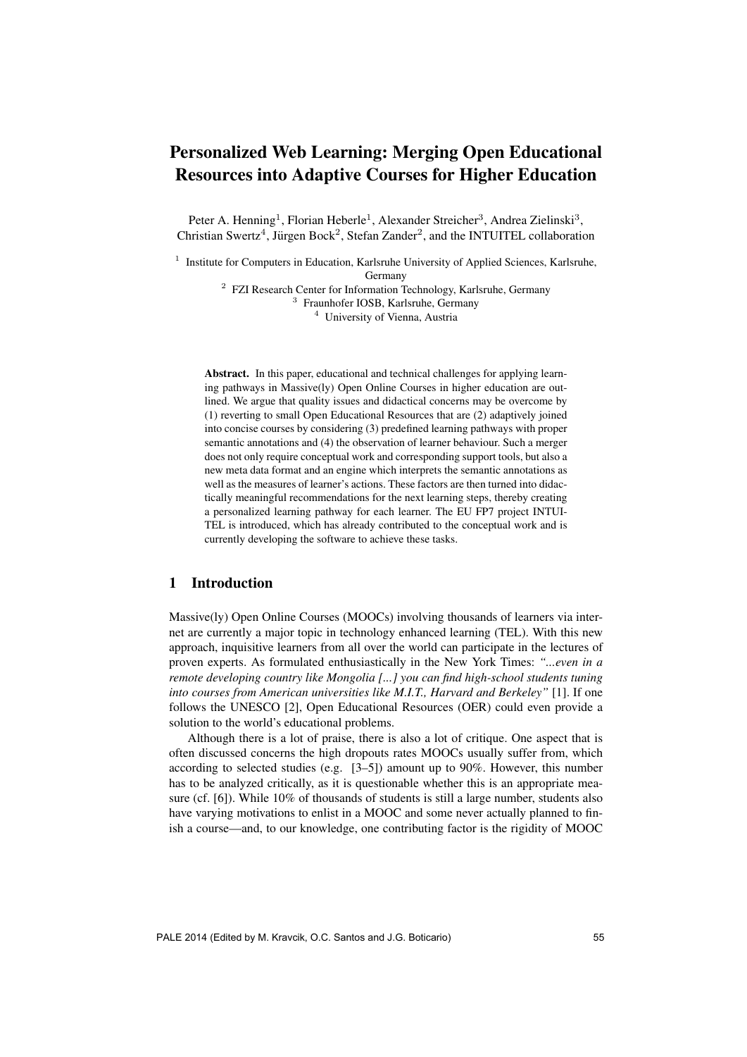# Personalized Web Learning: Merging Open Educational Resources into Adaptive Courses for Higher Education

Peter A. Henning[1], Florian Heberle[1], Alexander Streicher[3], Andrea Zielinski[3], Christian Swertz[4], Jürgen Bock[2], Stefan Zander[2], and the INTUITEL collaboration

[1] Institute for Computers in Education, Karlsruhe University of Applied Sciences, Karlsruhe, Germany

[2] FZI Research Center for Information Technology, Karlsruhe, Germany

[3] Fraunhofer IOSB, Karlsruhe, Germany

[4] University of Vienna, Austria

**Abstract.** In this paper, educational and technical challenges for applying learning pathways in Massive(ly) Open Online Courses in higher education are outlined. We argue that quality issues and didactical concerns may be overcome by (1) reverting to small Open Educational Resources that are (2) adaptively joined into concise courses by considering (3) predefined learning pathways with proper semantic annotations and (4) the observation of learner behaviour. Such a merger does not only require conceptual work and corresponding support tools, but also a new meta data format and an engine which interprets the semantic annotations as well as the measures of learner's actions. These factors are then turned into didactically meaningful recommendations for the next learning steps, thereby creating a personalized learning pathway for each learner. The EU FP7 project INTUITEL is introduced, which has already contributed to the conceptual work and is currently developing the software to achieve these tasks.

## 1 Introduction

Massive(ly) Open Online Courses (MOOCs) involving thousands of learners via internet are currently a major topic in technology enhanced learning (TEL). With this new approach, inquisitive learners from all over the world can participate in the lectures of proven experts. As formulated enthusiastically in the New York Times: *"...even in a remote developing country like Mongolia [...] you can find high-school students tuning into courses from American universities like M.I.T., Harvard and Berkeley"* [1]. If one follows the UNESCO [2], Open Educational Resources (OER) could even provide a solution to the world's educational problems.

Although there is a lot of praise, there is also a lot of critique. One aspect that is often discussed concerns the high dropouts rates MOOCs usually suffer from, which according to selected studies (e.g. [3–5]) amount up to 90%. However, this number has to be analyzed critically, as it is questionable whether this is an appropriate measure (cf. [6]). While 10% of thousands of students is still a large number, students also have varying motivations to enlist in a MOOC and some never actually planned to finish a course—and, to our knowledge, one contributing factor is the rigidity of MOOC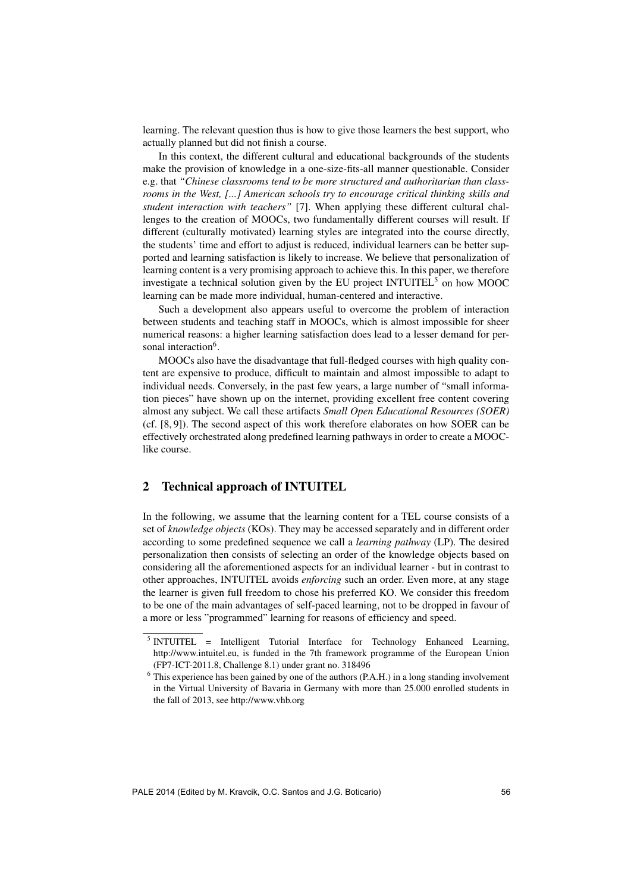learning. The relevant question thus is how to give those learners the best support, who actually planned but did not finish a course.

In this context, the different cultural and educational backgrounds of the students make the provision of knowledge in a one-size-fits-all manner questionable. Consider e.g. that *"Chinese classrooms tend to be more structured and authoritarian than classrooms in the West, [...] American schools try to encourage critical thinking skills and student interaction with teachers"* [7]. When applying these different cultural challenges to the creation of MOOCs, two fundamentally different courses will result. If different (culturally motivated) learning styles are integrated into the course directly, the students' time and effort to adjust is reduced, individual learners can be better supported and learning satisfaction is likely to increase. We believe that personalization of learning content is a very promising approach to achieve this. In this paper, we therefore investigate a technical solution given by the EU project INTUITEL[5] on how MOOC learning can be made more individual, human-centered and interactive.

Such a development also appears useful to overcome the problem of interaction between students and teaching staff in MOOCs, which is almost impossible for sheer numerical reasons: a higher learning satisfaction does lead to a lesser demand for personal interaction[6].

MOOCs also have the disadvantage that full-fledged courses with high quality content are expensive to produce, difficult to maintain and almost impossible to adapt to individual needs. Conversely, in the past few years, a large number of "small information pieces" have shown up on the internet, providing excellent free content covering almost any subject. We call these artifacts *Small Open Educational Resources (SOER)* (cf. [8, 9]). The second aspect of this work therefore elaborates on how SOER can be effectively orchestrated along predefined learning pathways in order to create a MOOC-like course.

## 2 Technical approach of INTUITEL

In the following, we assume that the learning content for a TEL course consists of a set of *knowledge objects* (KOs). They may be accessed separately and in different order according to some predefined sequence we call a *learning pathway* (LP). The desired personalization then consists of selecting an order of the knowledge objects based on considering all the aforementioned aspects for an individual learner - but in contrast to other approaches, INTUITEL avoids *enforcing* such an order. Even more, at any stage the learner is given full freedom to chose his preferred KO. We consider this freedom to be one of the main advantages of self-paced learning, not to be dropped in favour of a more or less "programmed" learning for reasons of efficiency and speed.

---

[5] INTUITEL = Intelligent Tutorial Interface for Technology Enhanced Learning, http://www.intuitel.eu, is funded in the 7th framework programme of the European Union (FP7-ICT-2011.8, Challenge 8.1) under grant no. 318496

[6] This experience has been gained by one of the authors (P.A.H.) in a long standing involvement in the Virtual University of Bavaria in Germany with more than 25.000 enrolled students in the fall of 2013, see http://www.vhb.org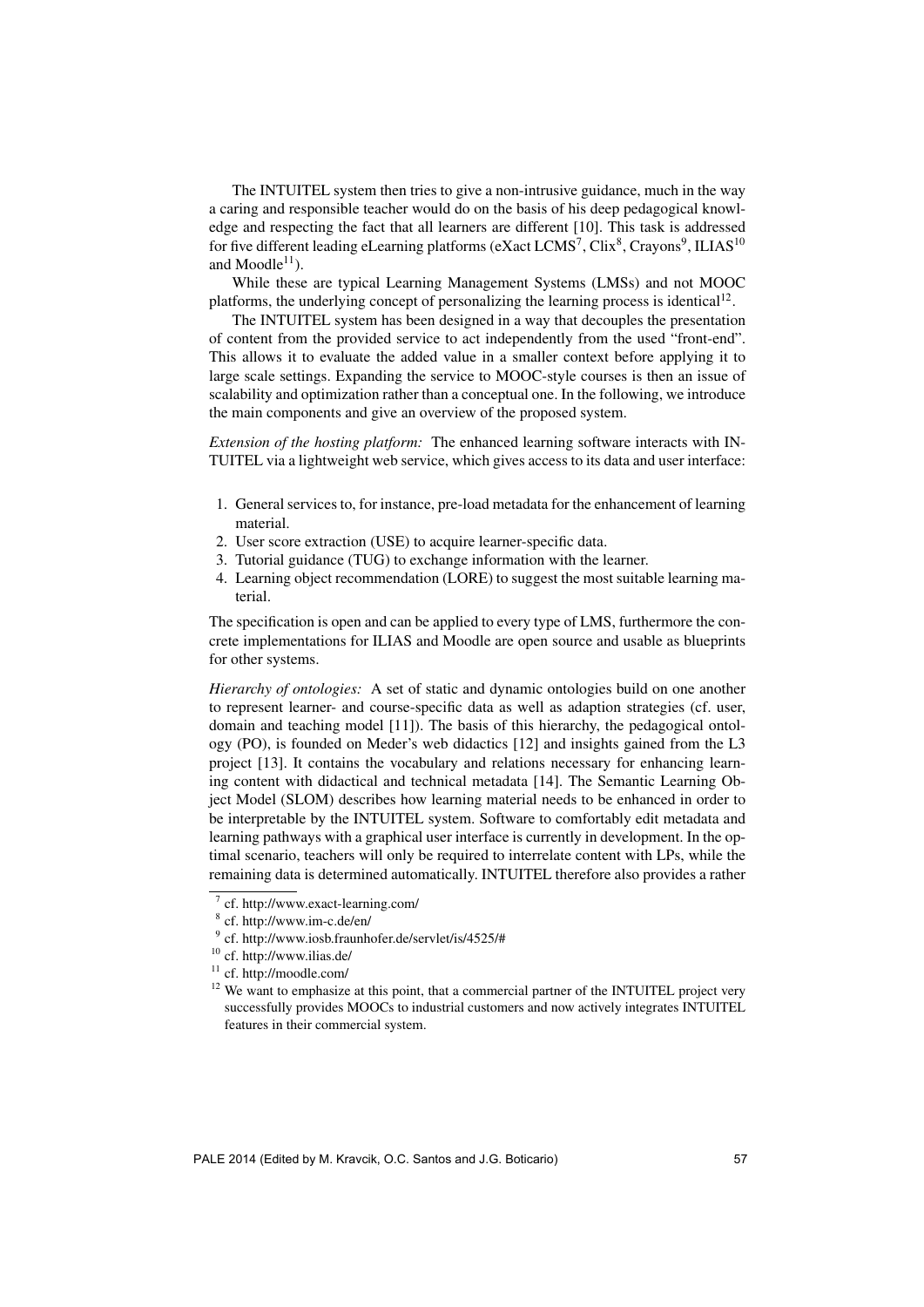The INTUITEL system then tries to give a non-intrusive guidance, much in the way a caring and responsible teacher would do on the basis of his deep pedagogical knowledge and respecting the fact that all learners are different [10]. This task is addressed for five different leading eLearning platforms (eXact LCMS[7], Clix[8], Crayons[9], ILIAS[10] and Moodle[11]).

While these are typical Learning Management Systems (LMSs) and not MOOC platforms, the underlying concept of personalizing the learning process is identical[12].

The INTUITEL system has been designed in a way that decouples the presentation of content from the provided service to act independently from the used "front-end". This allows it to evaluate the added value in a smaller context before applying it to large scale settings. Expanding the service to MOOC-style courses is then an issue of scalability and optimization rather than a conceptual one. In the following, we introduce the main components and give an overview of the proposed system.

*Extension of the hosting platform:* The enhanced learning software interacts with INTUITEL via a lightweight web service, which gives access to its data and user interface:

1. General services to, for instance, pre-load metadata for the enhancement of learning material.
2. User score extraction (USE) to acquire learner-specific data.
3. Tutorial guidance (TUG) to exchange information with the learner.
4. Learning object recommendation (LORE) to suggest the most suitable learning material.

The specification is open and can be applied to every type of LMS, furthermore the concrete implementations for ILIAS and Moodle are open source and usable as blueprints for other systems.

*Hierarchy of ontologies:* A set of static and dynamic ontologies build on one another to represent learner- and course-specific data as well as adaption strategies (cf. user, domain and teaching model [11]). The basis of this hierarchy, the pedagogical ontology (PO), is founded on Meder's web didactics [12] and insights gained from the L3 project [13]. It contains the vocabulary and relations necessary for enhancing learning content with didactical and technical metadata [14]. The Semantic Learning Object Model (SLOM) describes how learning material needs to be enhanced in order to be interpretable by the INTUITEL system. Software to comfortably edit metadata and learning pathways with a graphical user interface is currently in development. In the optimal scenario, teachers will only be required to interrelate content with LPs, while the remaining data is determined automatically. INTUITEL therefore also provides a rather

[7] cf. http://www.exact-learning.com/

[8] cf. http://www.im-c.de/en/

[9] cf. http://www.iosb.fraunhofer.de/servlet/is/4525/#

[10] cf. http://www.ilias.de/

[11] cf. http://moodle.com/

[12] We want to emphasize at this point, that a commercial partner of the INTUITEL project very successfully provides MOOCs to industrial customers and now actively integrates INTUITEL features in their commercial system.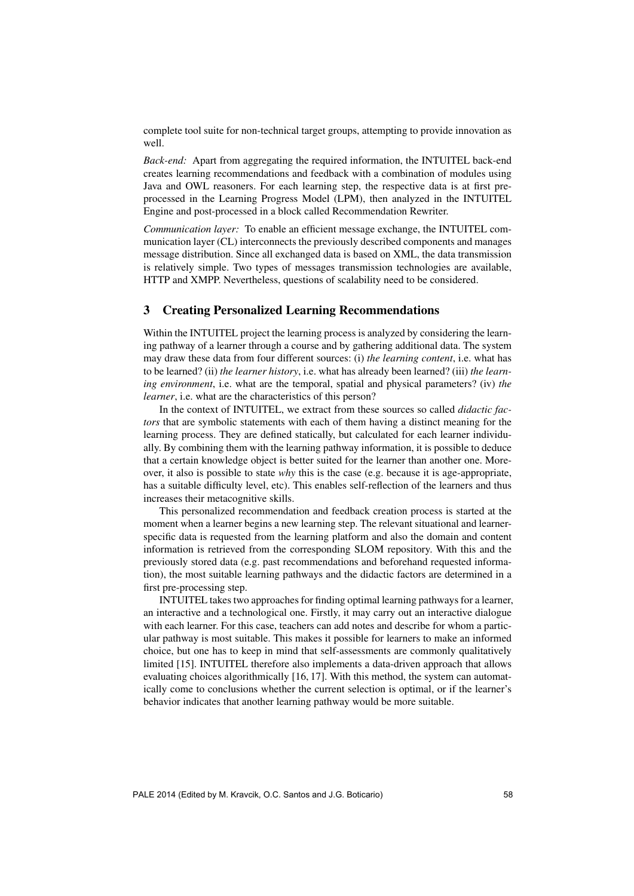complete tool suite for non-technical target groups, attempting to provide innovation as well.

*Back-end:* Apart from aggregating the required information, the INTUITEL back-end creates learning recommendations and feedback with a combination of modules using Java and OWL reasoners. For each learning step, the respective data is at first pre-processed in the Learning Progress Model (LPM), then analyzed in the INTUITEL Engine and post-processed in a block called Recommendation Rewriter.

*Communication layer:* To enable an efficient message exchange, the INTUITEL communication layer (CL) interconnects the previously described components and manages message distribution. Since all exchanged data is based on XML, the data transmission is relatively simple. Two types of messages transmission technologies are available, HTTP and XMPP. Nevertheless, questions of scalability need to be considered.

## 3 Creating Personalized Learning Recommendations

Within the INTUITEL project the learning process is analyzed by considering the learning pathway of a learner through a course and by gathering additional data. The system may draw these data from four different sources: (i) *the learning content*, i.e. what has to be learned? (ii) *the learner history*, i.e. what has already been learned? (iii) *the learning environment*, i.e. what are the temporal, spatial and physical parameters? (iv) *the learner*, i.e. what are the characteristics of this person?

In the context of INTUITEL, we extract from these sources so called *didactic factors* that are symbolic statements with each of them having a distinct meaning for the learning process. They are defined statically, but calculated for each learner individually. By combining them with the learning pathway information, it is possible to deduce that a certain knowledge object is better suited for the learner than another one. Moreover, it also is possible to state *why* this is the case (e.g. because it is age-appropriate, has a suitable difficulty level, etc). This enables self-reflection of the learners and thus increases their metacognitive skills.

This personalized recommendation and feedback creation process is started at the moment when a learner begins a new learning step. The relevant situational and learner-specific data is requested from the learning platform and also the domain and content information is retrieved from the corresponding SLOM repository. With this and the previously stored data (e.g. past recommendations and beforehand requested information), the most suitable learning pathways and the didactic factors are determined in a first pre-processing step.

INTUITEL takes two approaches for finding optimal learning pathways for a learner, an interactive and a technological one. Firstly, it may carry out an interactive dialogue with each learner. For this case, teachers can add notes and describe for whom a particular pathway is most suitable. This makes it possible for learners to make an informed choice, but one has to keep in mind that self-assessments are commonly qualitatively limited [15]. INTUITEL therefore also implements a data-driven approach that allows evaluating choices algorithmically [16, 17]. With this method, the system can automatically come to conclusions whether the current selection is optimal, or if the learner's behavior indicates that another learning pathway would be more suitable.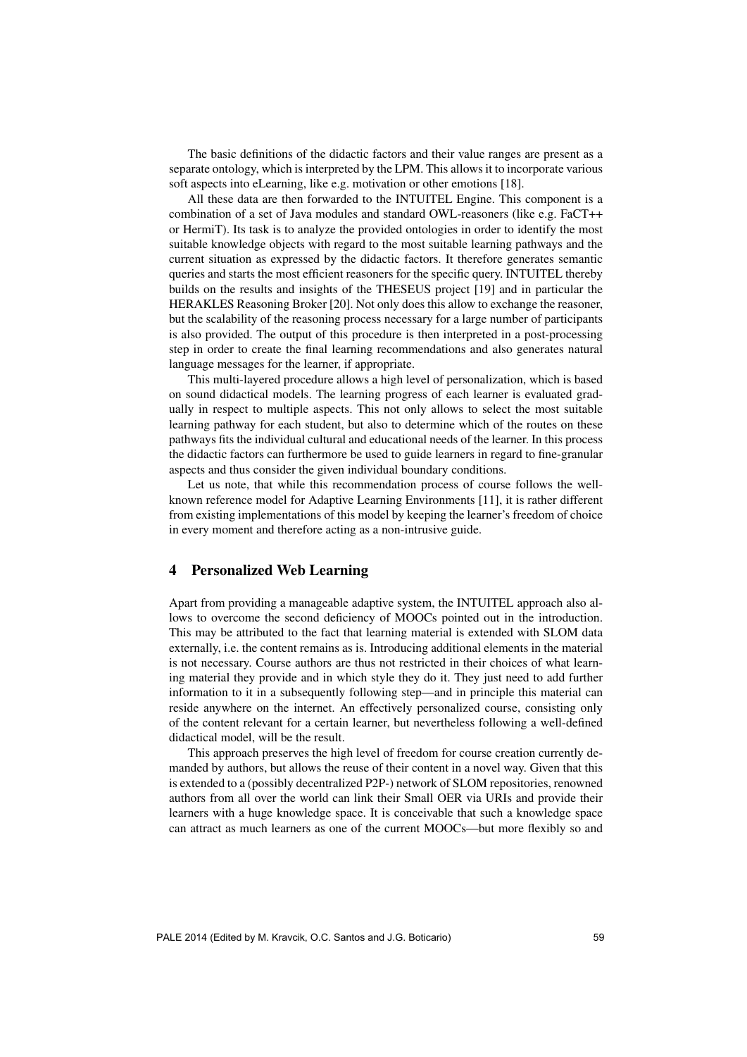The basic definitions of the didactic factors and their value ranges are present as a separate ontology, which is interpreted by the LPM. This allows it to incorporate various soft aspects into eLearning, like e.g. motivation or other emotions [18].

All these data are then forwarded to the INTUITEL Engine. This component is a combination of a set of Java modules and standard OWL-reasoners (like e.g. FaCT++ or HermiT). Its task is to analyze the provided ontologies in order to identify the most suitable knowledge objects with regard to the most suitable learning pathways and the current situation as expressed by the didactic factors. It therefore generates semantic queries and starts the most efficient reasoners for the specific query. INTUITEL thereby builds on the results and insights of the THESEUS project [19] and in particular the HERAKLES Reasoning Broker [20]. Not only does this allow to exchange the reasoner, but the scalability of the reasoning process necessary for a large number of participants is also provided. The output of this procedure is then interpreted in a post-processing step in order to create the final learning recommendations and also generates natural language messages for the learner, if appropriate.

This multi-layered procedure allows a high level of personalization, which is based on sound didactical models. The learning progress of each learner is evaluated gradually in respect to multiple aspects. This not only allows to select the most suitable learning pathway for each student, but also to determine which of the routes on these pathways fits the individual cultural and educational needs of the learner. In this process the didactic factors can furthermore be used to guide learners in regard to fine-granular aspects and thus consider the given individual boundary conditions.

Let us note, that while this recommendation process of course follows the well-known reference model for Adaptive Learning Environments [11], it is rather different from existing implementations of this model by keeping the learner's freedom of choice in every moment and therefore acting as a non-intrusive guide.

## 4 Personalized Web Learning

Apart from providing a manageable adaptive system, the INTUITEL approach also allows to overcome the second deficiency of MOOCs pointed out in the introduction. This may be attributed to the fact that learning material is extended with SLOM data externally, i.e. the content remains as is. Introducing additional elements in the material is not necessary. Course authors are thus not restricted in their choices of what learning material they provide and in which style they do it. They just need to add further information to it in a subsequently following step—and in principle this material can reside anywhere on the internet. An effectively personalized course, consisting only of the content relevant for a certain learner, but nevertheless following a well-defined didactical model, will be the result.

This approach preserves the high level of freedom for course creation currently demanded by authors, but allows the reuse of their content in a novel way. Given that this is extended to a (possibly decentralized P2P-) network of SLOM repositories, renowned authors from all over the world can link their Small OER via URIs and provide their learners with a huge knowledge space. It is conceivable that such a knowledge space can attract as much learners as one of the current MOOCs—but more flexibly so and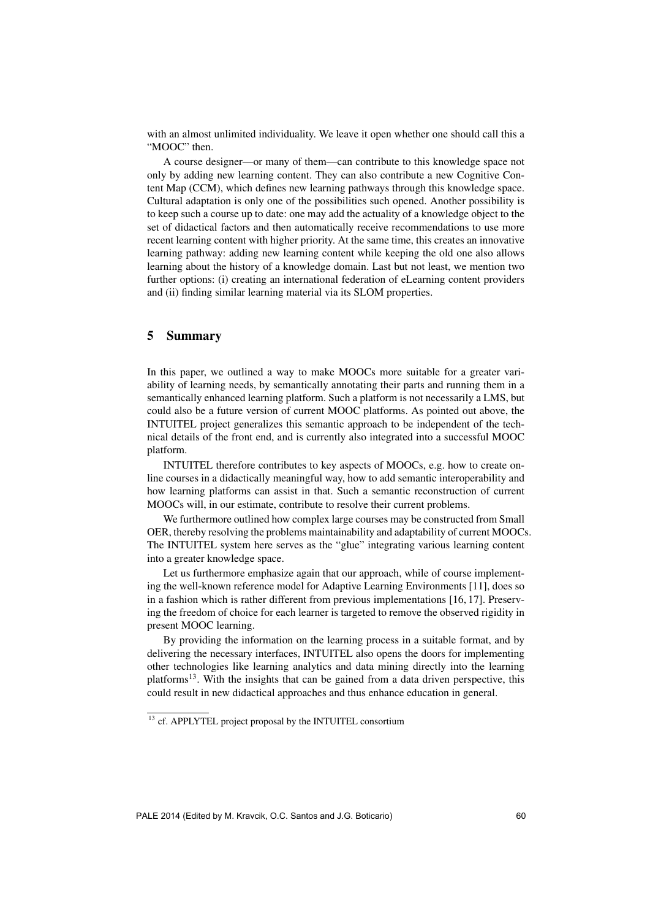with an almost unlimited individuality. We leave it open whether one should call this a "MOOC" then.

A course designer—or many of them—can contribute to this knowledge space not only by adding new learning content. They can also contribute a new Cognitive Content Map (CCM), which defines new learning pathways through this knowledge space. Cultural adaptation is only one of the possibilities such opened. Another possibility is to keep such a course up to date: one may add the actuality of a knowledge object to the set of didactical factors and then automatically receive recommendations to use more recent learning content with higher priority. At the same time, this creates an innovative learning pathway: adding new learning content while keeping the old one also allows learning about the history of a knowledge domain. Last but not least, we mention two further options: (i) creating an international federation of eLearning content providers and (ii) finding similar learning material via its SLOM properties.

## 5 Summary

In this paper, we outlined a way to make MOOCs more suitable for a greater variability of learning needs, by semantically annotating their parts and running them in a semantically enhanced learning platform. Such a platform is not necessarily a LMS, but could also be a future version of current MOOC platforms. As pointed out above, the INTUITEL project generalizes this semantic approach to be independent of the technical details of the front end, and is currently also integrated into a successful MOOC platform.

INTUITEL therefore contributes to key aspects of MOOCs, e.g. how to create online courses in a didactically meaningful way, how to add semantic interoperability and how learning platforms can assist in that. Such a semantic reconstruction of current MOOCs will, in our estimate, contribute to resolve their current problems.

We furthermore outlined how complex large courses may be constructed from Small OER, thereby resolving the problems maintainability and adaptability of current MOOCs. The INTUITEL system here serves as the "glue" integrating various learning content into a greater knowledge space.

Let us furthermore emphasize again that our approach, while of course implementing the well-known reference model for Adaptive Learning Environments [11], does so in a fashion which is rather different from previous implementations [16, 17]. Preserving the freedom of choice for each learner is targeted to remove the observed rigidity in present MOOC learning.

By providing the information on the learning process in a suitable format, and by delivering the necessary interfaces, INTUITEL also opens the doors for implementing other technologies like learning analytics and data mining directly into the learning platforms[13]. With the insights that can be gained from a data driven perspective, this could result in new didactical approaches and thus enhance education in general.

[13] cf. APPLYTEL project proposal by the INTUITEL consortium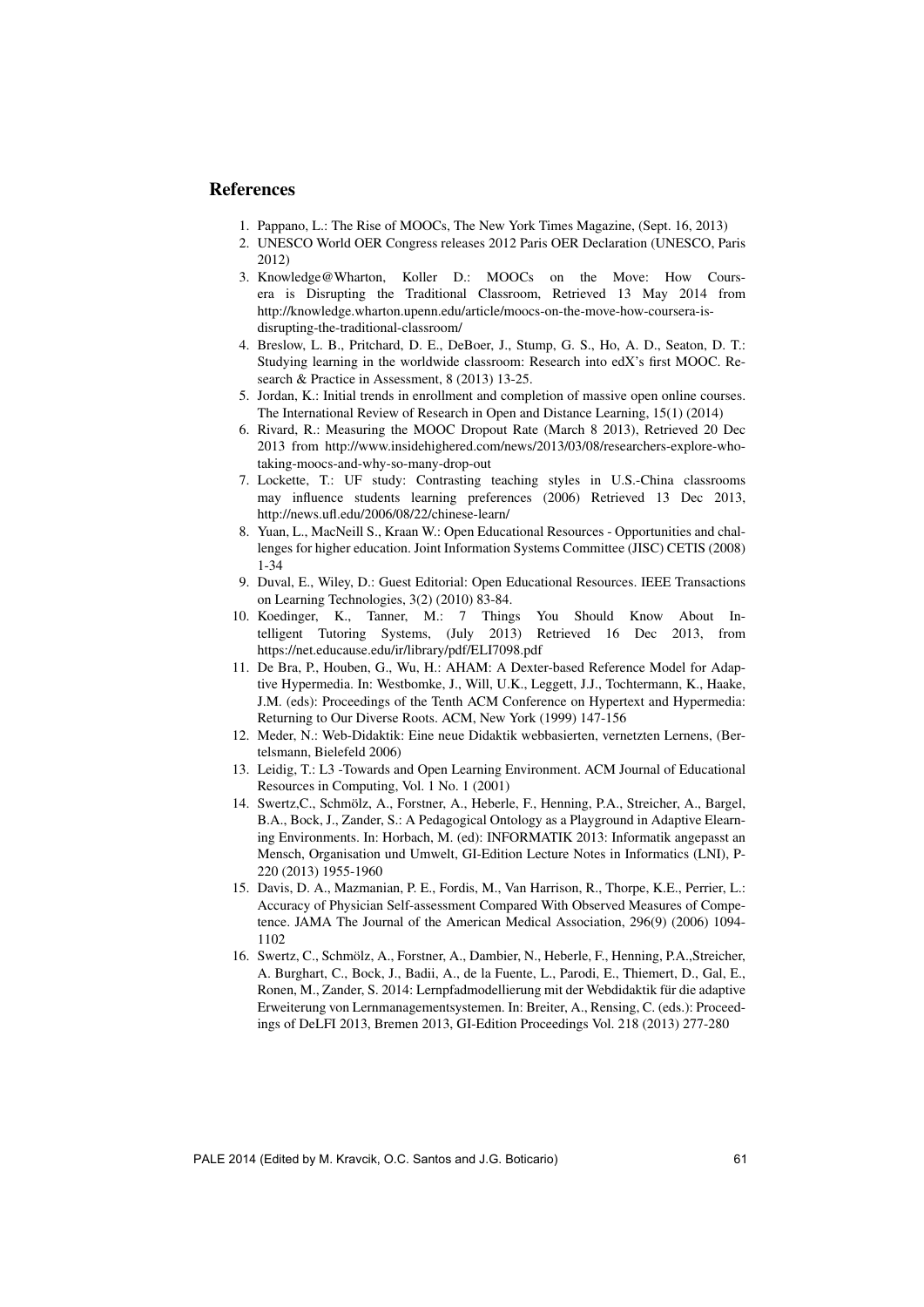## References

1. Pappano, L.: The Rise of MOOCs, The New York Times Magazine, (Sept. 16, 2013)
2. UNESCO World OER Congress releases 2012 Paris OER Declaration (UNESCO, Paris 2012)
3. Knowledge@Wharton, Koller D.: MOOCs on the Move: How Coursera is Disrupting the Traditional Classroom, Retrieved 13 May 2014 from http://knowledge.wharton.upenn.edu/article/moocs-on-the-move-how-coursera-is-disrupting-the-traditional-classroom/
4. Breslow, L. B., Pritchard, D. E., DeBoer, J., Stump, G. S., Ho, A. D., Seaton, D. T.: Studying learning in the worldwide classroom: Research into edX's first MOOC. Research & Practice in Assessment, 8 (2013) 13-25.
5. Jordan, K.: Initial trends in enrollment and completion of massive open online courses. The International Review of Research in Open and Distance Learning, 15(1) (2014)
6. Rivard, R.: Measuring the MOOC Dropout Rate (March 8 2013), Retrieved 20 Dec 2013 from http://www.insidehighered.com/news/2013/03/08/researchers-explore-who-taking-moocs-and-why-so-many-drop-out
7. Lockette, T.: UF study: Contrasting teaching styles in U.S.-China classrooms may influence students learning preferences (2006) Retrieved 13 Dec 2013, http://news.ufl.edu/2006/08/22/chinese-learn/
8. Yuan, L., MacNeill S., Kraan W.: Open Educational Resources - Opportunities and challenges for higher education. Joint Information Systems Committee (JISC) CETIS (2008) 1-34
9. Duval, E., Wiley, D.: Guest Editorial: Open Educational Resources. IEEE Transactions on Learning Technologies, 3(2) (2010) 83-84.
10. Koedinger, K., Tanner, M.: 7 Things You Should Know About Intelligent Tutoring Systems, (July 2013) Retrieved 16 Dec 2013, from https://net.educause.edu/ir/library/pdf/ELI7098.pdf
11. De Bra, P., Houben, G., Wu, H.: AHAM: A Dexter-based Reference Model for Adaptive Hypermedia. In: Westbomke, J., Will, U.K., Leggett, J.J., Tochtermann, K., Haake, J.M. (eds): Proceedings of the Tenth ACM Conference on Hypertext and Hypermedia: Returning to Our Diverse Roots. ACM, New York (1999) 147-156
12. Meder, N.: Web-Didaktik: Eine neue Didaktik webbasierten, vernetzten Lernens, (Bertelsmann, Bielefeld 2006)
13. Leidig, T.: L3 -Towards and Open Learning Environment. ACM Journal of Educational Resources in Computing, Vol. 1 No. 1 (2001)
14. Swertz,C., Schmölz, A., Forstner, A., Heberle, F., Henning, P.A., Streicher, A., Bargel, B.A., Bock, J., Zander, S.: A Pedagogical Ontology as a Playground in Adaptive Elearning Environments. In: Horbach, M. (ed): INFORMATIK 2013: Informatik angepasst an Mensch, Organisation und Umwelt, GI-Edition Lecture Notes in Informatics (LNI), P-220 (2013) 1955-1960
15. Davis, D. A., Mazmanian, P. E., Fordis, M., Van Harrison, R., Thorpe, K.E., Perrier, L.: Accuracy of Physician Self-assessment Compared With Observed Measures of Competence. JAMA The Journal of the American Medical Association, 296(9) (2006) 1094-1102
16. Swertz, C., Schmölz, A., Forstner, A., Dambier, N., Heberle, F., Henning, P.A.,Streicher, A. Burghart, C., Bock, J., Badii, A., de la Fuente, L., Parodi, E., Thiemert, D., Gal, E., Ronen, M., Zander, S. 2014: Lernpfadmodellierung mit der Webdidaktik für die adaptive Erweiterung von Lernmanagementsystemen. In: Breiter, A., Rensing, C. (eds.): Proceedings of DeLFI 2013, Bremen 2013, GI-Edition Proceedings Vol. 218 (2013) 277-280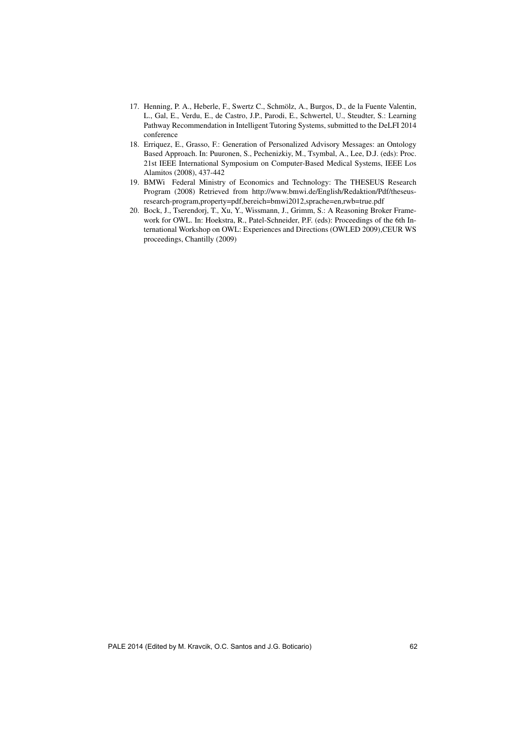17. Henning, P. A., Heberle, F., Swertz C., Schmölz, A., Burgos, D., de la Fuente Valentin, L., Gal, E., Verdu, E., de Castro, J.P., Parodi, E., Schwertel, U., Steudter, S.: Learning Pathway Recommendation in Intelligent Tutoring Systems, submitted to the DeLFI 2014 conference
18. Erriquez, E., Grasso, F.: Generation of Personalized Advisory Messages: an Ontology Based Approach. In: Puuronen, S., Pechenizkiy, M., Tsymbal, A., Lee, D.J. (eds): Proc. 21st IEEE International Symposium on Computer-Based Medical Systems, IEEE Los Alamitos (2008), 437-442
19. BMWi Federal Ministry of Economics and Technology: The THESEUS Research Program (2008) Retrieved from http://www.bmwi.de/English/Redaktion/Pdf/theseus-research-program,property=pdf,bereich=bmwi2012,sprache=en,rwb=true.pdf
20. Bock, J., Tserendorj, T., Xu, Y., Wissmann, J., Grimm, S.: A Reasoning Broker Framework for OWL. In: Hoekstra, R., Patel-Schneider, P.F. (eds): Proceedings of the 6th International Workshop on OWL: Experiences and Directions (OWLED 2009),CEUR WS proceedings, Chantilly (2009)